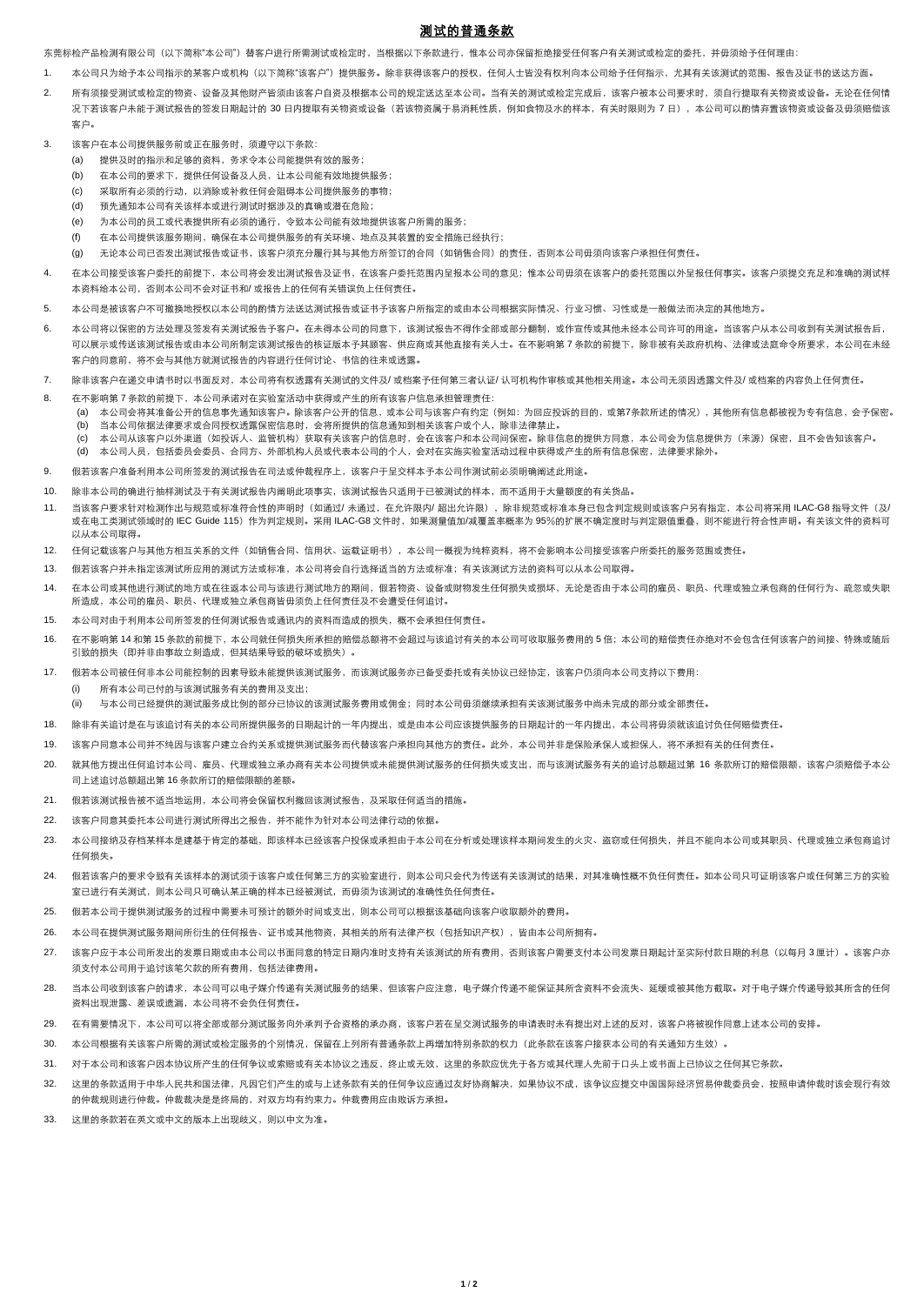# 测试的普通条款

东莞标检产品检测有限公司（以下简称"本公司"）替客户进行所需测试或检定时，当根据以下条款进行，惟本公司亦保留拒绝接受任何客户有关测试或检定的委托，并毋须给予任何理由：

1. 本公司只为给予本公司指示的某客户或机构（以下简称"该客户"）提供服务。除非获得该客户的授权，任何人士皆没有权利向本公司给予任何指示，尤其有关该测试的范围、报告及证书的送达方面。

2. 所有须接受测试或检定的物资、设备及其他财产皆须由该客户自费及根据本公司的规定送达至本公司。当有关的测试或检定完成后，该客户被本公司要求时，须自行提取有关物资或设备。无论在任何情况下若该客户未能于测试报告的签发日期起计的 30 日内提取有关物资或设备（若该物资属于易消耗性质，例如食物及水的样本，有关时限则为 7 日），本公司可以酌情弃置该物资或设备及毋须赔偿该客户。

3. 该客户在本公司提供服务前或正在服务时，须遵守以下条款：
   - (a) 提供及时的指示和足够的资料，务求令本公司能提供有效的服务；
   - (b) 在本公司的要求下，提供任何设备及人员，让本公司能有效地提供服务；
   - (c) 采取所有必须的行动，以消除或补救任何会阻碍本公司提供服务的事物；
   - (d) 预先通知本公司有关该样本或进行测试时据涉及的真确或潜在危险；
   - (e) 为本公司的员工或代表提供所有必须的通行，令致本公司能有效地提供该客户所需的服务；
   - (f) 在本公司提供该服务期间，确保在本公司提供服务的有关环境、地点及其装置的安全措施已经执行；
   - (g) 无论本公司已否发出测试报告或证书，该客户须充分履行其与其他方所签订的合同（如销售合同）的责任，否则本公司毋须向该客户承担任何责任。

4. 在本公司接受该客户委托的前提下，本公司将会发出测试报告及证书，在该客户委托范围内呈报本公司的意见；惟本公司毋须在该客户的委托范围以外呈报任何事实。该客户须提交充足和准确的测试样本资料给本公司，否则本公司不会对证书和/ 或报告上的任何有关错误负上任何责任。

5. 本公司是被该客户不可撤换地授权以本公司的酌情方法送达测试报告或证书予该客户所指定的或由本公司根据实际情况、行业习惯、习性或是一般做法而决定的其他地方。

6. 本公司将以保密的方法处理及签发有关测试报告予客户。在未得本公司的同意下，该测试报告不得作全部或部分翻制，或作宣传或其他未经本公司许可的用途。当该客户从本公司收到有关测试报告后，可以展示或传送该测试报告或由本公司所制定该测试报告的核证版本予其顾客、供应商或其他直接有关人士。在不影响第 7 条款的前提下，除非被有关政府机构、法律或法庭命令所要求，本公司在未经客户的同意前，将不会与其他方就测试报告的内容进行任何讨论、书信的往来或透露。

7. 除非该客户在递交申请书时以书面反对，本公司将有权透露有关测试的文件及/ 或档案予任何第三者认证/ 认可机构作审核或其他相关用途。本公司无须因透露文件及/ 或档案的内容负上任何责任。

8. 在不影响第 7 条款的前提下，本公司承诺对在实验室活动中获得或产生的所有该客户信息承担管理责任：
   - (a) 本公司会将其准备公开的信息事先通知该客户。除该客户公开的信息，或本公司与该客户有约定（例如：为回应投诉的目的，或第7条款所述的情况），其他所有信息都被视为专有信息，会予保密。
   - (b) 当本公司依据法律要求或合同授权透露保密信息时，会将所提供的信息通知到相关该客户或个人，除非法律禁止。
   - (c) 本公司从该客户以外渠道（如投诉人、监管机构）获取有关该客户的信息时，会在该客户和本公司间保密。除非信息的提供方同意，本公司会为信息提供方（来源）保密，且不会告知该客户。
   - (d) 本公司人员，包括委员会委员、合同方、外部机构人员或代表本公司的个人，会对在实施实验室活动过程中获得或产生的所有信息保密，法律要求除外。

9. 假若该客户准备利用本公司所签发的测试报告在司法或仲裁程序上，该客户于呈交样本予本公司作测试前必须明确阐述此用途。

10. 除非本公司的确进行抽样测试及于有关测试报告内阐明此项事实，该测试报告只适用于已被测试的样本，而不适用于大量额度的有关货品。

11. 当该客户要求针对检测作出与规范或标准符合性的声明时（如通过/ 未通过，在允许限内/ 超出允许限），除非规范或标准本身已包含判定规则或该客户另有指定，本公司将采用 ILAC-G8 指导文件（及/ 或在电工类测试领域时的 IEC Guide 115）作为判定规则。采用 ILAC-G8 文件时，如果测量值加/减覆盖率概率为 95%的扩展不确定度时与判定限值重叠，则不能进行符合性声明。有关该文件的资料可以从本公司取得。

12. 任何记载该客户与其他方相互关系的文件（如销售合同、信用状、运载证明书），本公司一概视为纯粹资料，将不会影响本公司接受该客户所委托的服务范围或责任。

13. 假若该客户并未指定该测试所应用的测试方法或标准。本公司将会自行选择适当的方法或标准；有关该测试方法的资料可以从本公司取得。

14. 在本公司或其他进行测试的地方或在往返本公司与该进行测试地方的期间，假若物资、设备或财物发生任何损失或损坏，无论是否由于本公司的雇员、职员、代理或独立承包商的任何行为、疏忽或失职所造成，本公司的雇员、职员、代理或独立承包商皆毋须负上任何责任及不会遭受任何追讨。

15. 本公司对由于利用本公司所签发的任何测试报告或通讯内的资料而造成的损失，概不会承担任何责任。

16. 在不影响第 14 和第 15 条款的前提下，本公司就任何损失所承担的赔偿总额将不会超过与该追讨有关的本公司可收取服务费用的 5 倍；本公司的赔偿责任亦绝对不会包含任何该客户的间接、特殊或随后引致的损失（即并非由事故立刻造成，但其结果导致的破坏或损失）。

17. 假若本公司被任何非本公司能控制的因素导致未能提供该测试服务，而该测试服务亦已备受委托或有关协议已经协定，该客户仍须向本公司支持以下费用：
   - (i) 所有本公司已付的与该测试服务有关的费用及支出；
   - (ii) 与本公司已经提供的测试服务成比例的部分已协议的该测试服务费用或佣金；同时本公司毋须继续承担有关该测试服务中尚未完成的部分或全部责任。

18. 除非有关追讨是在与该追讨有关的本公司所提供服务的日期起计的一年内提出，或是由本公司应该提供服务的日期起计的一年内提出，本公司将毋须就该追讨负任何赔偿责任。

19. 该客户同意本公司并不纯因与该客户建立合约关系或提供测试服务而代替该客户承担向其他方的责任。此外，本公司并非是保险承保人或担保人，将不承担有关的任何责任。

20. 就其他方提出任何追讨本公司、雇员、代理或独立承办商有关本公司提供或未能提供测试服务的任何损失或支出，而与该测试服务有关的追讨总额超过第 16 条款所订的赔偿限额，该客户须赔偿予本公司上述追讨总额超出第 16 条款所订的赔偿限额的差额。

21. 假若该测试报告被不适当地运用，本公司将会保留权利撤回该测试报告，及采取任何适当的措施。

22. 该客户同意其委托本公司进行测试所得出之报告，并不能作为针对本公司法律行动的依据。

23. 本公司接纳及存档某样本是建基于肯定的基础，即该样本已经该客户投保或承担由于本公司在分析或处理该样本期间发生的火灾、盗窃或任何损失，并且不能向本公司或其职员、代理或独立承包商追讨任何损失。

24. 假若该客户的要求令致有关该样本的测试须于该客户或任何第三方的实验室进行，则本公司只会代为传送有关该测试的结果，对其准确性概不负任何责任。如本公司只可证明该客户或任何第三方的实验室已进行有关测试，则本公司只可确认某正确的样本已经被测试，而毋须为该测试的准确性负任何责任。

25. 假若本公司于提供测试服务的过程中需要未可预计的额外时间或支出，则本公司可以根据该基础向该客户收取额外的费用。

26. 本公司在提供测试服务期间所衍生的任何报告、证书或其他物资，其相关的所有法律产权（包括知识产权），皆由本公司所拥有。

27. 该客户应于本公司所发出的发票日期或由本公司以书面同意的特定日期内准时支持有关该测试的所有费用，否则该客户需要支付本公司发票日期起计至实际付款日期的利息（以每月 3 厘计）。该客户亦须支付本公司用于追讨该笔欠款的所有费用，包括法律费用。

28. 当本公司收到该客户的请求，本公司可以电子媒介传递有关测试服务的结果，但该客户应注意，电子媒介传递不能保证其所含资料不会流失、延缓或被其他方截取。对于电子媒介传递导致其所含的任何资料出现泄漏、差误或遗漏，本公司将不会负任何责任。

29. 在有需要情况下，本公司可以将全部或部分测试服务向外承判予合资格的承办商，该客户若在呈交测试服务的申请表时未有提出对上述的反对，该客户将被视作同意上述本公司的安排。

30. 本公司根据有关该客户所需的测试或检定服务的个别情况，保留在上列所有普通条款上再增加特别条款的权力（此条款在该客户接获本公司的有关通知方生效）。

31. 对于本公司和该客户因本协议所产生的任何争议或索赔或有关本协议之违反，终止或无效，这里的条款应优先于各方或其代理人先前于口头上或书面上已协议之任何其它条款。

32. 这里的条款适用于中华人民共和国法律，凡因它们产生的或与上述条款有关的任何争议应通过友好协商解决，如果协议不成，该争议应提交中国国际经济贸易仲裁委员会，按照申请仲裁时该会现行有效的仲裁规则进行仲裁。仲裁裁决是终局的，对双方均有约束力。仲裁费用应由败诉方承担。

33. 这里的条款若在英文或中文的版本上出现歧义，则以中文为准。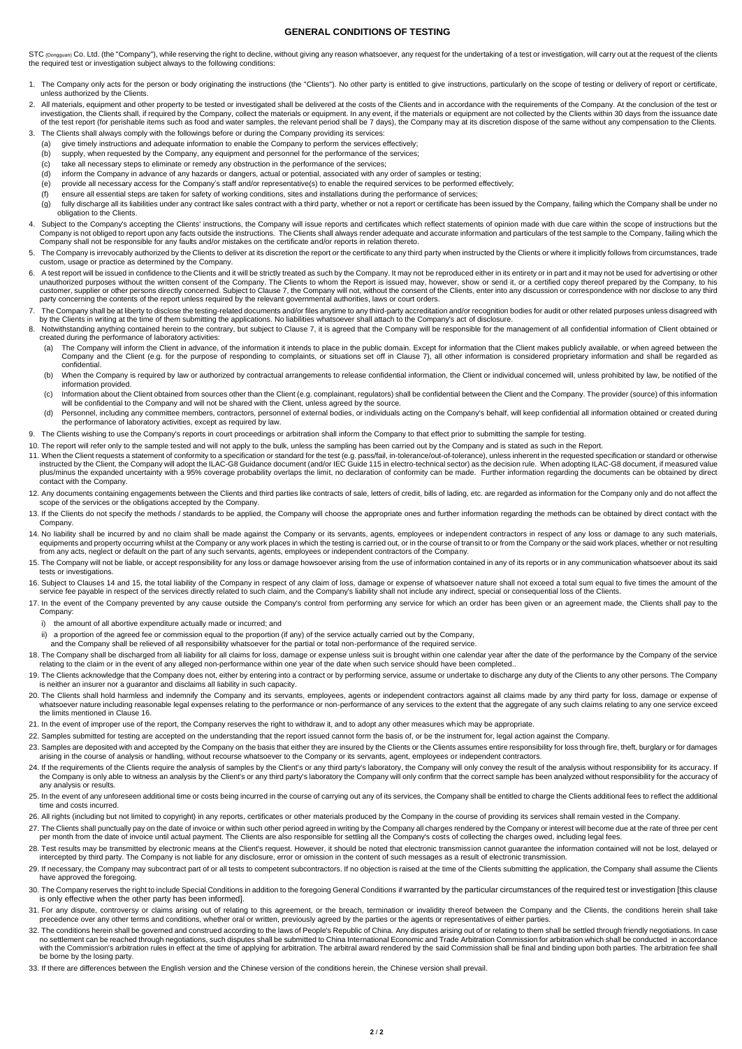# GENERAL CONDITIONS OF TESTING

STC (Dongguan) Co. Ltd. (the "Company"), while reserving the right to decline, without giving any reason whatsoever, any request for the undertaking of a test or investigation, will carry out at the request of the clients the required test or investigation subject always to the following conditions:

1. The Company only acts for the person or body originating the instructions (the "Clients"). No other party is entitled to give instructions, particularly on the scope of testing or delivery of report or certificate, unless authorized by the Clients.
2. All materials, equipment and other property to be tested or investigated shall be delivered at the costs of the Clients and in accordance with the requirements of the Company. At the conclusion of the test or investigation, the Clients shall, if required by the Company, collect the materials or equipment. In any event, if the materials or equipment are not collected by the Clients within 30 days from the issuance date of the test report (for perishable items such as food and water samples, the relevant period shall be 7 days), the Company may at its discretion dispose of the same without any compensation to the Clients.
3. The Clients shall always comply with the followings before or during the Company providing its services:
   - (a) give timely instructions and adequate information to enable the Company to perform the services effectively;
   - (b) supply, when requested by the Company, any equipment and personnel for the performance of the services;
   - (c) take all necessary steps to eliminate or remedy any obstruction in the performance of the services;
   - (d) inform the Company in advance of any hazards or dangers, actual or potential, associated with any order of samples or testing;
   - (e) provide all necessary access for the Company's staff and/or representative(s) to enable the required services to be performed effectively;
   - (f) ensure all essential steps are taken for safety of working conditions, sites and installations during the performance of services;
   - (g) fully discharge all its liabilities under any contract like sales contract with a third party, whether or not a report or certificate has been issued by the Company, failing which the Company shall be under no obligation to the Clients.
4. Subject to the Company's accepting the Clients' instructions, the Company will issue reports and certificates which reflect statements of opinion made with due care within the scope of instructions but the Company is not obliged to report upon any facts outside the instructions. The Clients shall always render adequate and accurate information and particulars of the test sample to the Company, failing which the Company shall not be responsible for any faults and/or mistakes on the certificate and/or reports in relation thereto.
5. The Company is irrevocably authorized by the Clients to deliver at its discretion the report or the certificate to any third party when instructed by the Clients or where it implicitly follows from circumstances, trade custom, usage or practice as determined by the Company.
6. A test report will be issued in confidence to the Clients and it will be strictly treated as such by the Company. It may not be reproduced either in its entirety or in part and it may not be used for advertising or other unauthorized purposes without the written consent of the Company. The Clients to whom the Report is issued may, however, show or send it, or a certified copy thereof prepared by the Company, to its customer, supplier or other persons directly concerned. Subject to Clause 7, the Company will not, without the consent of the Clients, enter into any discussion or correspondence with nor disclose to any third party concerning the contents of the report unless required by the relevant governmental authorities, laws or court orders.
7. The Company shall be at liberty to disclose the testing-related documents and/or files anytime to any third-party accreditation and/or recognition bodies for audit or other related purposes unless disagreed with by the Clients in writing at the time of them submitting the applications. No liabilities whatsoever shall attach to the Company's act of disclosure.
8. Notwithstanding anything contained herein to the contrary, but subject to Clause 7, it is agreed that the Company will be responsible for the management of all confidential information of Client obtained or created during the performance of laboratory activities:
   - (a) The Company will inform the Client in advance, of the information it intends to place in the public domain. Except for information that the Client makes publicly available, or when agreed between the Company and the Client (e.g. for the purpose of responding to complaints, or situations set off in Clause 7), all other information is considered proprietary information and shall be regarded as confidential.
   - (b) When the Company is required by law or authorized by contractual arrangements to release confidential information, the Client or individual concerned will, unless prohibited by law, be notified of the information provided.
   - (c) Information about the Client obtained from sources other than the Client (e.g. complainant, regulators) shall be confidential between the Client and the Company. The provider (source) of this information will be confidential to the Company and will not be shared with the Client, unless agreed by the source.
   - (d) Personnel, including any committee members, contractors, personnel of external bodies, or individuals acting on the Company's behalf, will keep confidential all information obtained or created during the performance of laboratory activities, except as required by law.
9. The Clients wishing to use the Company's reports in court proceedings or arbitration shall inform the Company to that effect prior to submitting the sample for testing.
10. The report will refer only to the sample tested and will not apply to the bulk, unless the sampling has been carried out by the Company and is stated as such in the Report.
11. When the Client requests a statement of conformity to a specification or standard for the test (e.g. pass/fail, in-tolerance/out-of-tolerance), unless inherent in the requested specification or standard or otherwise instructed by the Client, the Company will adopt the ILAC-G8 Guidance document (and/or IEC Guide 115 in electro-technical sector) as the decision rule. When adopting ILAC-G8 document, if measured value plus/minus the expanded uncertainty with a 95% coverage probability overlaps the limit, no declaration of conformity can be made. Further information regarding the documents can be obtained by direct contact with the Company.
12. Any documents containing engagements between the Clients and third parties like contracts of sale, letters of credit, bills of lading, etc. are regarded as information for the Company only and do not affect the scope of the services or the obligations accepted by the Company.
13. If the Clients do not specify the methods / standards to be applied, the Company will choose the appropriate ones and further information regarding the methods can be obtained by direct contact with the Company.
14. No liability shall be incurred by and no claim shall be made against the Company or its servants, agents, employees or independent contractors in respect of any loss or damage to any such materials, equipments and property occurring whilst at the Company or any work places in which the testing is carried out, or in the course of transit to or from the Company or the said work places, whether or not resulting from any acts, neglect or default on the part of any such servants, agents, employees or independent contractors of the Company.
15. The Company will not be liable, or accept responsibility for any loss or damage howsoever arising from the use of information contained in any of its reports or in any communication whatsoever about its said tests or investigations.
16. Subject to Clauses 14 and 15, the total liability of the Company in respect of any claim of loss, damage or expense of whatsoever nature shall not exceed a total sum equal to five times the amount of the service fee payable in respect of the services directly related to such claim, and the Company's liability shall not include any indirect, special or consequential loss of the Clients.
17. In the event of the Company prevented by any cause outside the Company's control from performing any service for which an order has been given or an agreement made, the Clients shall pay to the Company:
   - i) the amount of all abortive expenditure actually made or incurred; and
   - ii) a proportion of the agreed fee or commission equal to the proportion (if any) of the service actually carried out by the Company,

   and the Company shall be relieved of all responsibility whatsoever for the partial or total non-performance of the required service.
18. The Company shall be discharged from all liability for all claims for loss, damage or expense unless suit is brought within one calendar year after the date of the performance by the Company of the service relating to the claim or in the event of any alleged non-performance within one year of the date when such service should have been completed..
19. The Clients acknowledge that the Company does not, either by entering into a contract or by performing service, assume or undertake to discharge any duty of the Clients to any other persons. The Company is neither an insurer nor a guarantor and disclaims all liability in such capacity.
20. The Clients shall hold harmless and indemnify the Company and its servants, employees, agents or independent contractors against all claims made by any third party for loss, damage or expense of whatsoever nature including reasonable legal expenses relating to the performance or non-performance of any services to the extent that the aggregate of any such claims relating to any one service exceed the limits mentioned in Clause 16.
21. In the event of improper use of the report, the Company reserves the right to withdraw it, and to adopt any other measures which may be appropriate.
22. Samples submitted for testing are accepted on the understanding that the report issued cannot form the basis of, or be the instrument for, legal action against the Company.
23. Samples are deposited with and accepted by the Company on the basis that either they are insured by the Clients or the Clients assumes entire responsibility for loss through fire, theft, burglary or for damages arising in the course of analysis or handling, without recourse whatsoever to the Company or its servants, agent, employees or independent contractors.
24. If the requirements of the Clients require the analysis of samples by the Client's or any third party's laboratory, the Company will only convey the result of the analysis without responsibility for its accuracy. If the Company is only able to witness an analysis by the Client's or any third party's laboratory the Company will only confirm that the correct sample has been analyzed without responsibility for the accuracy of any analysis or results.
25. In the event of any unforeseen additional time or costs being incurred in the course of carrying out any of its services, the Company shall be entitled to charge the Clients additional fees to reflect the additional time and costs incurred.
26. All rights (including but not limited to copyright) in any reports, certificates or other materials produced by the Company in the course of providing its services shall remain vested in the Company.
27. The Clients shall punctually pay on the date of invoice or within such other period agreed in writing by the Company all charges rendered by the Company or interest will become due at the rate of three per cent per month from the date of invoice until actual payment. The Clients are also responsible for settling all the Company's costs of collecting the charges owed, including legal fees.
28. Test results may be transmitted by electronic means at the Client's request. However, it should be noted that electronic transmission cannot guarantee the information contained will not be lost, delayed or intercepted by third party. The Company is not liable for any disclosure, error or omission in the content of such messages as a result of electronic transmission.
29. If necessary, the Company may subcontract part of or all tests to competent subcontractors. If no objection is raised at the time of the Clients submitting the application, the Company shall assume the Clients have approved the foregoing.
30. The Company reserves the right to include Special Conditions in addition to the foregoing General Conditions if warranted by the particular circumstances of the required test or investigation [this clause is only effective when the other party has been informed].
31. For any dispute, controversy or claims arising out of relating to this agreement, or the breach, termination or invalidity thereof between the Company and the Clients, the conditions herein shall take precedence over any other terms and conditions, whether oral or written, previously agreed by the parties or the agents or representatives of either parties.
32. The conditions herein shall be governed and construed according to the laws of People's Republic of China. Any disputes arising out of or relating to them shall be settled through friendly negotiations. In case no settlement can be reached through negotiations, such disputes shall be submitted to China International Economic and Trade Arbitration Commission for arbitration which shall be conducted in accordance with the Commission's arbitration rules in effect at the time of applying for arbitration. The arbitral award rendered by the said Commission shall be final and binding upon both parties. The arbitration fee shall be borne by the losing party.
33. If there are differences between the English version and the Chinese version of the conditions herein, the Chinese version shall prevail.